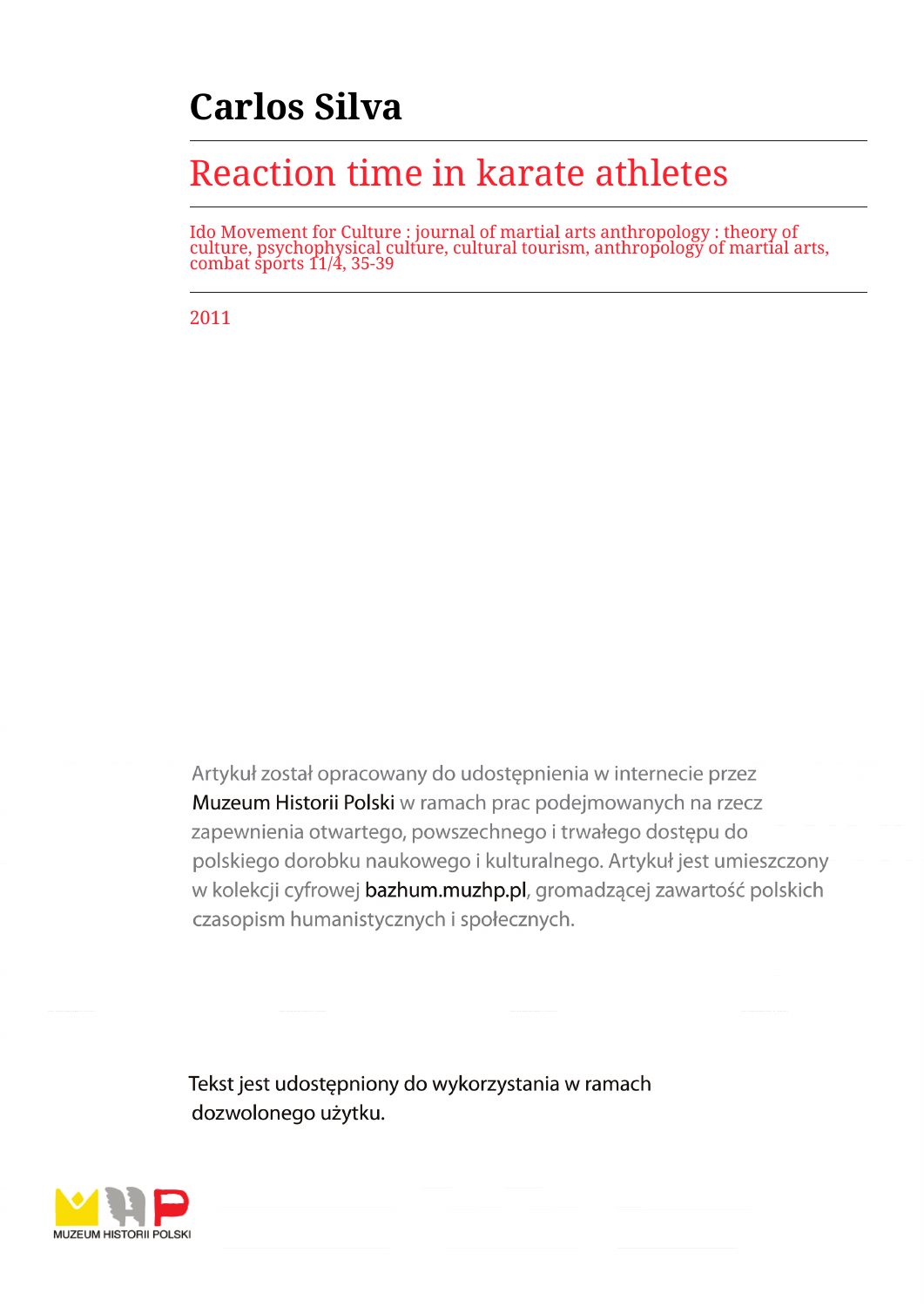# Carlos Silva

## Reaction time in karate athletes

Ido Movement for Culture : journal of martial arts anthropology : theory of culture, psychophysical culture, cultural tourism, anthropology of martial arts, combat sports 11/4, 35-39

2011

Artykuł został opracowany do udostępnienia w internecie przez Muzeum Historii Polski w ramach prac podejmowanych na rzecz zapewnienia otwartego, powszechnego i trwałego dostępu do polskiego dorobku naukowego i kulturalnego. Artykuł jest umieszczony w kolekcji cyfrowej bazhum.muzhp.pl, gromadzącej zawartość polskich czasopism humanistycznych i społecznych.

Tekst jest udostępniony do wykorzystania w ramach dozwolonego użytku.

MUZEUM HISTORII POLSKI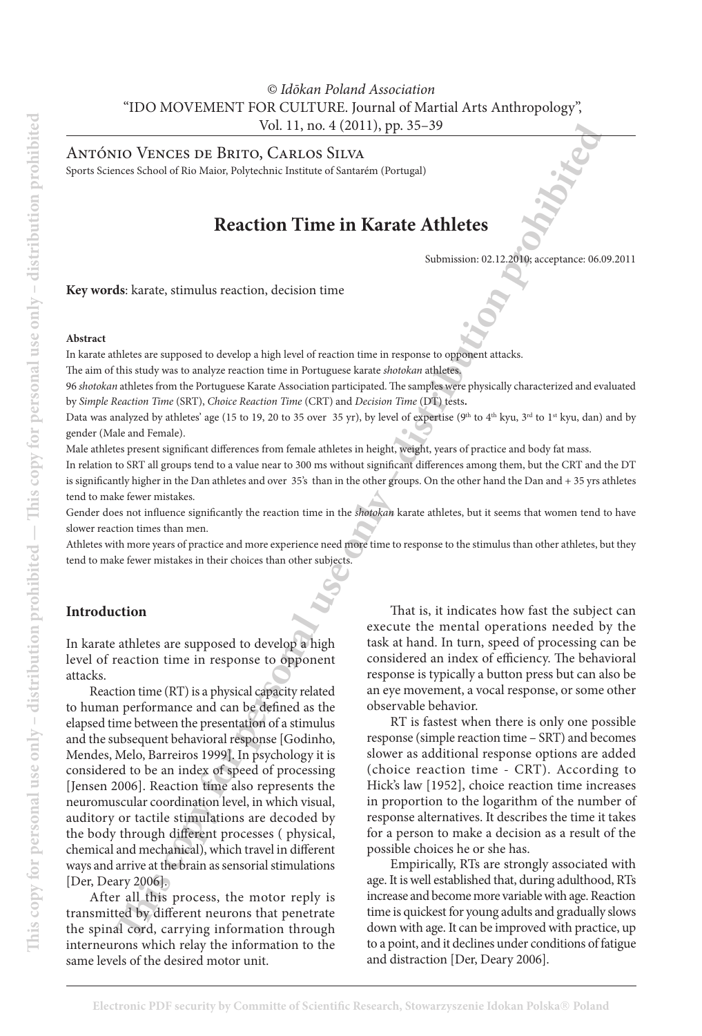António Vences de Brito, Carlos Silva

Sports Sciences School of Rio Maior, Polytechnic Institute of Santarém (Portugal)

# Reaction Time in Karate Athletes

Submission: 02.12.2010; acceptance: 06.09.2011

**Key words**: karate, stimulus reaction, decision time

#### Abstract

In karate athletes are supposed to develop a high level of reaction time in response to opponent attacks.

The aim of this study was to analyze reaction time in Portuguese karate *shotokan* athletes.

96 *shotokan* athletes from the Portuguese Karate Association participated. The samples were physically characterized and evaluated by *Simple Reaction Time* (SRT), *Choice Reaction Time* (CRT) and *Decision Time* (DT) tests**.**

Data was analyzed by athletes' age (15 to 19, 20 to 35 over 35 yr), by level of expertise (9th to 4th kyu, 3rd to 1st kyu, dan) and by gender (Male and Female).

Male athletes present significant differences from female athletes in height, weight, years of practice and body fat mass.

In relation to SRT all groups tend to a value near to 300 ms without significant differences among them, but the CRT and the DT is significantly higher in the Dan athletes and over 35's than in the other groups. On the other hand the Dan and + 35 yrs athletes tend to make fewer mistakes.

Gender does not influence significantly the reaction time in the *shotokan* karate athletes, but it seems that women tend to have slower reaction times than men.

Athletes with more years of practice and more experience need more time to response to the stimulus than other athletes, but they tend to make fewer mistakes in their choices than other subjects.

## Introduction

In karate athletes are supposed to develop a high level of reaction time in response to opponent attacks.

Reaction time (RT) is a physical capacity related to human performance and can be defined as the elapsed time between the presentation of a stimulus and the subsequent behavioral response [Godinho, Mendes, Melo, Barreiros 1999]. In psychology it is considered to be an index of speed of processing [Jensen 2006]. Reaction time also represents the neuromuscular coordination level, in which visual, auditory or tactile stimulations are decoded by the body through different processes ( physical, chemical and mechanical), which travel in different ways and arrive at the brain as sensorial stimulations [Der, Deary 2006].

After all this process, the motor reply is transmitted by different neurons that penetrate the spinal cord, carrying information through interneurons which relay the information to the same levels of the desired motor unit.

That is, it indicates how fast the subject can execute the mental operations needed by the task at hand. In turn, speed of processing can be considered an index of efficiency. The behavioral response is typically a button press but can also be an eye movement, a vocal response, or some other observable behavior.

RT is fastest when there is only one possible response (simple reaction time – SRT) and becomes slower as additional response options are added (choice reaction time - CRT). According to Hick's law [1952], choice reaction time increases in proportion to the logarithm of the number of response alternatives. It describes the time it takes for a person to make a decision as a result of the possible choices he or she has.

Empirically, RTs are strongly associated with age. It is well established that, during adulthood, RTs increase and become more variable with age. Reaction time is quickest for young adults and gradually slows down with age. It can be improved with practice, up to a point, and it declines under conditions of fatigue and distraction [Der, Deary 2006].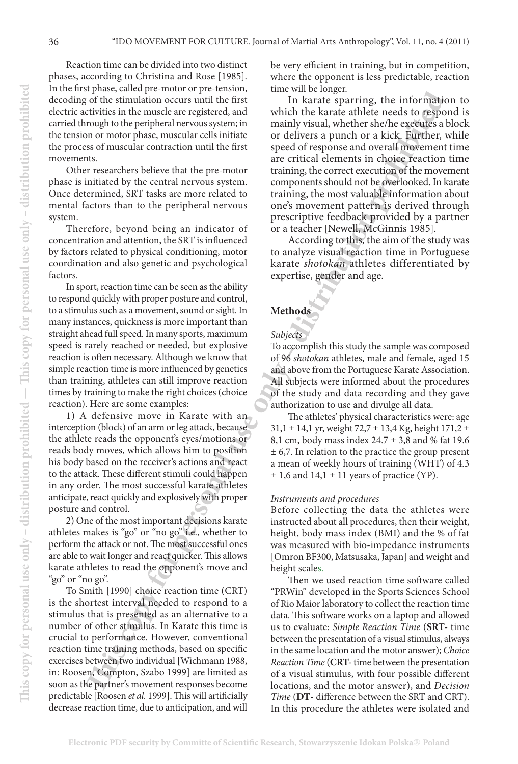Reaction time can be divided into two distinct phases, according to Christina and Rose [1985]. In the first phase, called pre-motor or pre-tension, decoding of the stimulation occurs until the first electric activities in the muscle are registered, and carried through to the peripheral nervous system; in the tension or motor phase, muscular cells initiate the process of muscular contraction until the first movements.

Other researchers believe that the pre-motor phase is initiated by the central nervous system. Once determined, SRT tasks are more related to mental factors than to the peripheral nervous system.

Therefore, beyond being an indicator of concentration and attention, the SRT is influenced by factors related to physical conditioning, motor coordination and also genetic and psychological factors.

In sport, reaction time can be seen as the ability to respond quickly with proper posture and control, to a stimulus such as a movement, sound or sight. In many instances, quickness is more important than straight ahead full speed. In many sports, maximum speed is rarely reached or needed, but explosive reaction is often necessary. Although we know that simple reaction time is more influenced by genetics than training, athletes can still improve reaction times by training to make the right choices (choice reaction). Here are some examples:

1) A defensive move in Karate with an interception (block) of an arm or leg attack, because the athlete reads the opponent's eyes/motions or reads body moves, which allows him to position his body based on the receiver's actions and react to the attack. These different stimuli could happen in any order. The most successful karate athletes anticipate, react quickly and explosively with proper posture and control.

2) One of the most important decisions karate athletes makes is "go" or "no go" i.e., whether to perform the attack or not. The most successful ones are able to wait longer and react quicker. This allows karate athletes to read the opponent's move and "go" or "no go".

To Smith [1990] choice reaction time (CRT) is the shortest interval needed to respond to a stimulus that is presented as an alternative to a number of other stimulus. In Karate this time is crucial to performance. However, conventional reaction time training methods, based on specific exercises between two individual [Wichmann 1988, in: Roosen, Compton, Szabo 1999] are limited as soon as the partner's movement responses become predictable [Roosen *et al.* 1999]. This will artificially decrease reaction time, due to anticipation, and will be very efficient in training, but in competition, where the opponent is less predictable, reaction time will be longer.

In karate sparring, the information to which the karate athlete needs to respond is mainly visual, whether she/he executes a block or delivers a punch or a kick. Further, while speed of response and overall movement time are critical elements in choice reaction time training, the correct execution of the movement components should not be overlooked. In karate training, the most valuable information about one's movement pattern is derived through prescriptive feedback provided by a partner or a teacher [Newell, McGinnis 1985].

According to this, the aim of the study was to analyze visual reaction time in Portuguese karate *shotokan* athletes differentiated by expertise, gender and age.

## Methods

*Subjects*

To accomplish this study the sample was composed of 96 *shotokan* athletes, male and female, aged 15 and above from the Portuguese Karate Association. All subjects were informed about the procedures of the study and data recording and they gave authorization to use and divulge all data.

The athletes' physical characteristics were: age 31,1 ± 14,1 yr, weight 72,7 ± 13,4 Kg, height 171,2 ± 8,1 cm, body mass index 24.7 ± 3,8 and % fat 19.6 ± 6,7. In relation to the practice the group present a mean of weekly hours of training (WHT) of 4.3 ± 1,6 and 14,1 ± 11 years of practice (YP).

*Instruments and procedures*

Before collecting the data the athletes were instructed about all procedures, then their weight, height, body mass index (BMI) and the % of fat was measured with bio-impedance instruments [Omron BF300, Matsusaka, Japan] and weight and height scales.

Then we used reaction time software called "PRWin" developed in the Sports Sciences School of Rio Maior laboratory to collect the reaction time data. This software works on a laptop and allowed us to evaluate: *Simple Reaction Time* (**SRT**- time between the presentation of a visual stimulus, always in the same location and the motor answer); *Choice Reaction Time* (**CRT**- time between the presentation of a visual stimulus, with four possible different locations, and the motor answer), and *Decision Time* (**DT**- difference between the SRT and CRT). In this procedure the athletes were isolated and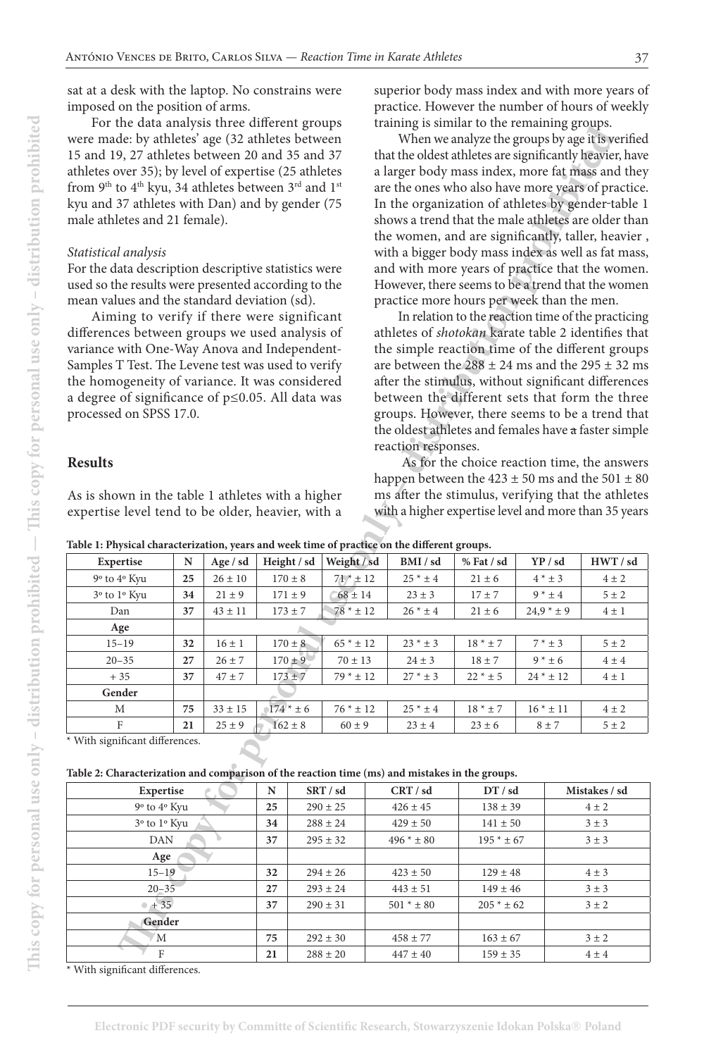sat at a desk with the laptop. No constrains were imposed on the position of arms.

For the data analysis three different groups were made: by athletes' age (32 athletes between 15 and 19, 27 athletes between 20 and 35 and 37 athletes over 35); by level of expertise (25 athletes from 9th to 4th kyu, 34 athletes between 3rd and 1st kyu and 37 athletes with Dan) and by gender (75 male athletes and 21 female).

*Statistical analysis*

For the data description descriptive statistics were used so the results were presented according to the mean values and the standard deviation (sd).

Aiming to verify if there were significant differences between groups we used analysis of variance with One-Way Anova and Independent-Samples T Test. The Levene test was used to verify the homogeneity of variance. It was considered a degree of significance of $p \leq 0.05$. All data was processed on SPSS 17.0.

## Results

As is shown in the table 1 athletes with a higher expertise level tend to be older, heavier, with a superior body mass index and with more years of practice. However the number of hours of weekly training is similar to the remaining groups.

When we analyze the groups by age it is verified that the oldest athletes are significantly heavier, have a larger body mass index, more fat mass and they are the ones who also have more years of practice. In the organization of athletes by gender-table 1 shows a trend that the male athletes are older than the women, and are significantly, taller, heavier , with a bigger body mass index as well as fat mass, and with more years of practice that the women. However, there seems to be a trend that the women practice more hours per week than the men.

In relation to the reaction time of the practicing athletes of *shotokan* karate table 2 identifies that the simple reaction time of the different groups are between the 288 ± 24 ms and the 295 ± 32 ms after the stimulus, without significant differences between the different sets that form the three groups. However, there seems to be a trend that the oldest athletes and females have a faster simple reaction responses.

As for the choice reaction time, the answers happen between the 423 ± 50 ms and the 501 ± 80 ms after the stimulus, verifying that the athletes with a higher expertise level and more than 35 years

**Table 1: Physical characterization, years and week time of practice on the different groups.**

| Expertise | N | Age / sd | Height / sd | Weight / sd | BMI / sd | % Fat / sd | YP / sd | HWT / sd |
|---|---|---|---|---|---|---|---|---|
| 9º to 4º Kyu | 25 | 26 ± 10 | 170 ± 8 | 71 * ± 12 | 25 * ± 4 | 21 ± 6 | 4 * ± 3 | 4 ± 2 |
| 3º to 1º Kyu | 34 | 21 ± 9 | 171 ± 9 | 68 ± 14 | 23 ± 3 | 17 ± 7 | 9 * ± 4 | 5 ± 2 |
| Dan | 37 | 43 ± 11 | 173 ± 7 | 78 * ± 12 | 26 * ± 4 | 21 ± 6 | 24,9 * ± 9 | 4 ± 1 |
| **Age** | | | | | | | | |
| 15–19 | 32 | 16 ± 1 | 170 ± 8 | 65 * ± 12 | 23 * ± 3 | 18 * ± 7 | 7 * ± 3 | 5 ± 2 |
| 20–35 | 27 | 26 ± 7 | 170 ± 9 | 70 ± 13 | 24 ± 3 | 18 ± 7 | 9 * ± 6 | 4 ± 4 |
| + 35 | 37 | 47 ± 7 | 173 ± 7 | 79 * ± 12 | 27 * ± 3 | 22 * ± 5 | 24 * ± 12 | 4 ± 1 |
| **Gender** | | | | | | | | |
| M | 75 | 33 ± 15 | 174 * ± 6 | 76 * ± 12 | 25 * ± 4 | 18 * ± 7 | 16 * ± 11 | 4 ± 2 |
| F | 21 | 25 ± 9 | 162 ± 8 | 60 ± 9 | 23 ± 4 | 23 ± 6 | 8 ± 7 | 5 ± 2 |

\* With significant differences.

**Table 2: Characterization and comparison of the reaction time (ms) and mistakes in the groups.**

| Expertise | N | SRT / sd | CRT / sd | DT / sd | Mistakes / sd |
|---|---|---|---|---|---|
| 9º to 4º Kyu | 25 | 290 ± 25 | 426 ± 45 | 138 ± 39 | 4 ± 2 |
| 3º to 1º Kyu | 34 | 288 ± 24 | 429 ± 50 | 141 ± 50 | 3 ± 3 |
| DAN | 37 | 295 ± 32 | 496 * ± 80 | 195 * ± 67 | 3 ± 3 |
| **Age** | | | | | |
| 15–19 | 32 | 294 ± 26 | 423 ± 50 | 129 ± 48 | 4 ± 3 |
| 20–35 | 27 | 293 ± 24 | 443 ± 51 | 149 ± 46 | 3 ± 3 |
| + 35 | 37 | 290 ± 31 | 501 * ± 80 | 205 * ± 62 | 3 ± 2 |
| **Gender** | | | | | |
| M | 75 | 292 ± 30 | 458 ± 77 | 163 ± 67 | 3 ± 2 |
| F | 21 | 288 ± 20 | 447 ± 40 | 159 ± 35 | 4 ± 4 |

\* With significant differences.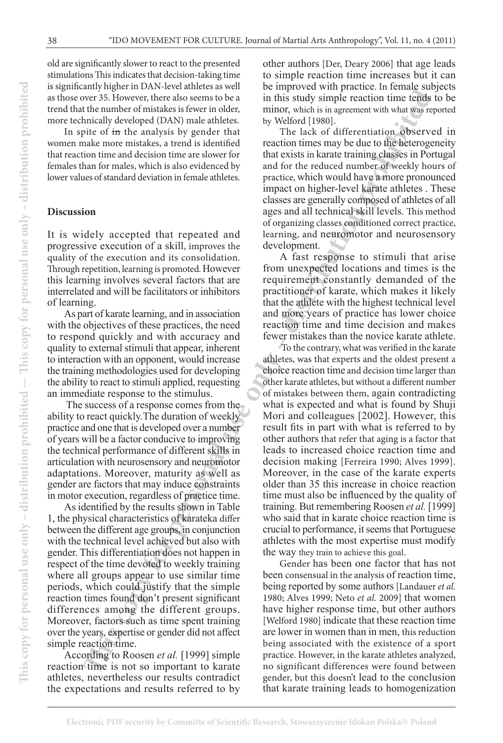old are significantly slower to react to the presented stimulations This indicates that decision-taking time is significantly higher in DAN-level athletes as well as those over 35. However, there also seems to be a trend that the number of mistakes is fewer in older, more technically developed (DAN) male athletes.

In spite of ~~in~~ the analysis by gender that women make more mistakes, a trend is identified that reaction time and decision time are slower for females than for males, which is also evidenced by lower values of standard deviation in female athletes.

## Discussion

It is widely accepted that repeated and progressive execution of a skill, improves the quality of the execution and its consolidation. Through repetition, learning is promoted. However this learning involves several factors that are interrelated and will be facilitators or inhibitors of learning.

As part of karate learning, and in association with the objectives of these practices, the need to respond quickly and with accuracy and quality to external stimuli that appear, inherent to interaction with an opponent, would increase the training methodologies used for developing the ability to react to stimuli applied, requesting an immediate response to the stimulus.

The success of a response comes from the ability to react quickly.The duration of weekly practice and one that is developed over a number of years will be a factor conducive to improving the technical performance of different skills in articulation with neurosensory and neuromotor adaptations. Moreover, maturity as well as gender are factors that may induce constraints in motor execution, regardless of practice time.

As identified by the results shown in Table 1, the physical characteristics of karateka differ between the different age groups, in conjunction with the technical level achieved but also with gender. This differentiation does not happen in respect of the time devoted to weekly training where all groups appear to use similar time periods, which could justify that the simple reaction times found don't present significant differences among the different groups. Moreover, factors such as time spent training over the years, expertise or gender did not affect simple reaction time.

According to Roosen *et al.* [1999] simple reaction time is not so important to karate athletes, nevertheless our results contradict the expectations and results referred to by other authors [Der, Deary 2006] that age leads to simple reaction time increases but it can be improved with practice. In female subjects in this study simple reaction time tends to be minor, which is in agreement with what was reported by Welford [1980].

The lack of differentiation observed in reaction times may be due to the heterogeneity that exists in karate training classes in Portugal and for the reduced number of weekly hours of practice, which would have a more pronounced impact on higher-level karate athletes . These classes are generally composed of athletes of all ages and all technical skill levels. This method of organizing classes conditioned correct practice, learning, and neuromotor and neurosensory development.

A fast response to stimuli that arise from unexpected locations and times is the requirement constantly demanded of the practitioner of karate, which makes it likely that the athlete with the highest technical level and more years of practice has lower choice reaction time and time decision and makes fewer mistakes than the novice karate athlete.

To the contrary, what was verified in the karate athletes, was that experts and the oldest present a choice reaction time and decision time larger than other karate athletes, but without a different number of mistakes between them, again contradicting what is expected and what is found by Shuji Mori and colleagues [2002]. However, this result fits in part with what is referred to by other authors that refer that aging is a factor that leads to increased choice reaction time and decision making [Ferreira 1990; Alves 1999]. Moreover, in the case of the karate experts older than 35 this increase in choice reaction time must also be influenced by the quality of training. But remembering Roosen *et al.* [1999] who said that in karate choice reaction time is crucial to performance, it seems that Portuguese athletes with the most expertise must modify the way they train to achieve this goal.

Gender has been one factor that has not been consensual in the analysis of reaction time, being reported by some authors [Landauer *et al.* 1980; Alves 1999; Neto *et al.* 2009] that women have higher response time, but other authors [Welford 1980] indicate that these reaction time are lower in women than in men, this reduction being associated with the existence of a sport practice. However, in the karate athletes analyzed, no significant differences were found between gender, but this doesn't lead to the conclusion that karate training leads to homogenization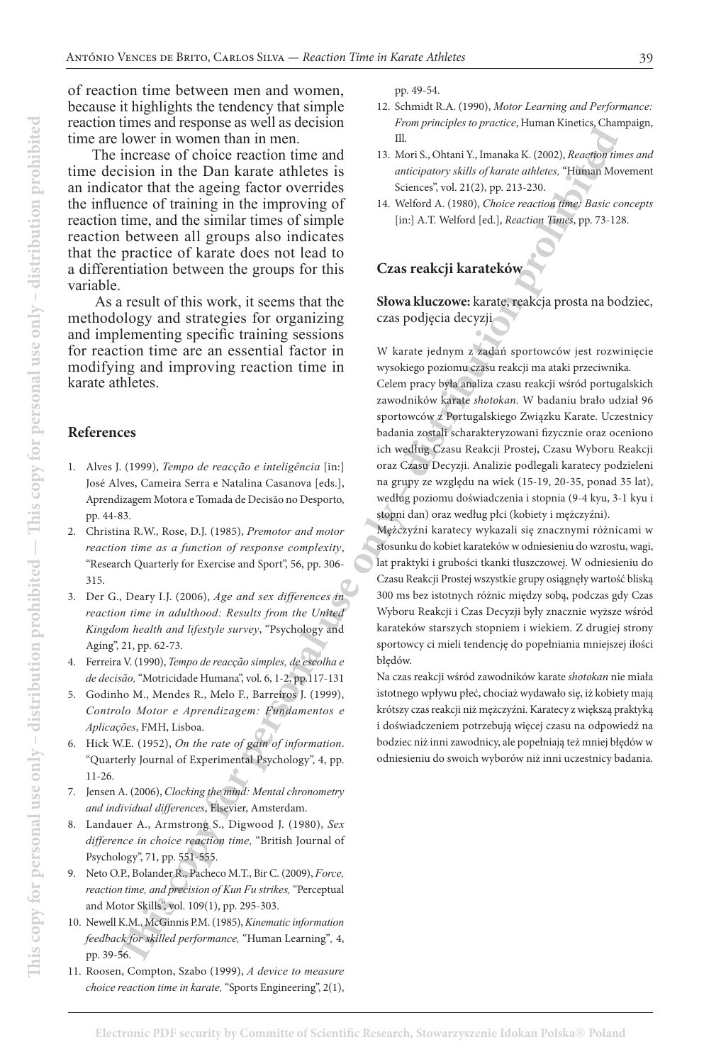of reaction time between men and women, because it highlights the tendency that simple reaction times and response as well as decision time are lower in women than in men.

The increase of choice reaction time and time decision in the Dan karate athletes is an indicator that the ageing factor overrides the influence of training in the improving of reaction time, and the similar times of simple reaction between all groups also indicates that the practice of karate does not lead to a differentiation between the groups for this variable.

As a result of this work, it seems that the methodology and strategies for organizing and implementing specific training sessions for reaction time are an essential factor in modifying and improving reaction time in karate athletes.

## References

1. Alves J. (1999), *Tempo de reacção e inteligência* [in:] José Alves, Cameira Serra e Natalina Casanova [eds.], Aprendizagem Motora e Tomada de Decisão no Desporto, pp. 44-83.
2. Christina R.W., Rose, D.J. (1985), *Premotor and motor reaction time as a function of response complexity*, "Research Quarterly for Exercise and Sport", 56, pp. 306-315.
3. Der G., Deary I.J. (2006), *Age and sex differences in reaction time in adulthood: Results from the United Kingdom health and lifestyle survey*, "Psychology and Aging", 21, pp. 62-73.
4. Ferreira V. (1990), *Tempo de reacção simples, de escolha e de decisão,* "Motricidade Humana", vol. 6, 1-2, pp.117-131
5. Godinho M., Mendes R., Melo F., Barreiros J. (1999), *Controlo Motor e Aprendizagem: Fundamentos e Aplicações*, FMH, Lisboa.
6. Hick W.E. (1952), *On the rate of gain of information*. "Quarterly Journal of Experimental Psychology", 4, pp. 11-26.
7. Jensen A. (2006), *Clocking the mind: Mental chronometry and individual differences*, Elsevier, Amsterdam.
8. Landauer A., Armstrong S., Digwood J. (1980), *Sex difference in choice reaction time,* "British Journal of Psychology", 71, pp. 551-555.
9. Neto O.P., Bolander R., Pacheco M.T., Bir C. (2009), *Force, reaction time, and precision of Kun Fu strikes,* "Perceptual and Motor Skills", vol. 109(1), pp. 295-303.
10. Newell K.M., McGinnis P.M. (1985), *Kinematic information feedback for skilled performance,* "Human Learning", 4, pp. 39-56.
11. Roosen, Compton, Szabo (1999), *A device to measure choice reaction time in karate,* "Sports Engineering", 2(1), pp. 49-54.
12. Schmidt R.A. (1990), *Motor Learning and Performance: From principles to practice*, Human Kinetics, Champaign, Ill.
13. Mori S., Ohtani Y., Imanaka K. (2002), *Reaction times and anticipatory skills of karate athletes,* "Human Movement Sciences", vol. 21(2), pp. 213-230.
14. Welford A. (1980), *Choice reaction time: Basic concepts* [in:] A.T. Welford [ed.], *Reaction Times*, pp. 73-128.

## Czas reakcji karateków

**Słowa kluczowe:** karate, reakcja prosta na bodziec, czas podjęcia decyzji

W karate jednym z zadań sportowców jest rozwinięcie wysokiego poziomu czasu reakcji ma ataki przeciwnika.

Celem pracy była analiza czasu reakcji wśród portugalskich zawodników karate *shotokan.* W badaniu brało udział 96 sportowców z Portugalskiego Związku Karate. Uczestnicy badania zostali scharakteryzowani fizycznie oraz oceniono ich według Czasu Reakcji Prostej, Czasu Wyboru Reakcji oraz Czasu Decyzji. Analizie podlegali karatecy podzieleni na grupy ze względu na wiek (15-19, 20-35, ponad 35 lat), według poziomu doświadczenia i stopnia (9-4 kyu, 3-1 kyu i stopni dan) oraz według płci (kobiety i mężczyźni).

Mężczyźni karatecy wykazali się znacznymi różnicami w stosunku do kobiet karateków w odniesieniu do wzrostu, wagi, lat praktyki i grubości tkanki tłuszczowej. W odniesieniu do Czasu Reakcji Prostej wszystkie grupy osiągnęły wartość bliską 300 ms bez istotnych różnic między sobą, podczas gdy Czas Wyboru Reakcji i Czas Decyzji były znacznie wyższe wśród karateków starszych stopniem i wiekiem. Z drugiej strony sportowcy ci mieli tendencję do popełniania mniejszej ilości błędów.

Na czas reakcji wśród zawodników karate *shotokan* nie miała istotnego wpływu płeć, chociaż wydawało się, iż kobiety mają krótszy czas reakcji niż mężczyźni. Karatecy z większą praktyką i doświadczeniem potrzebują więcej czasu na odpowiedź na bodziec niż inni zawodnicy, ale popełniają też mniej błędów w odniesieniu do swoich wyborów niż inni uczestnicy badania.